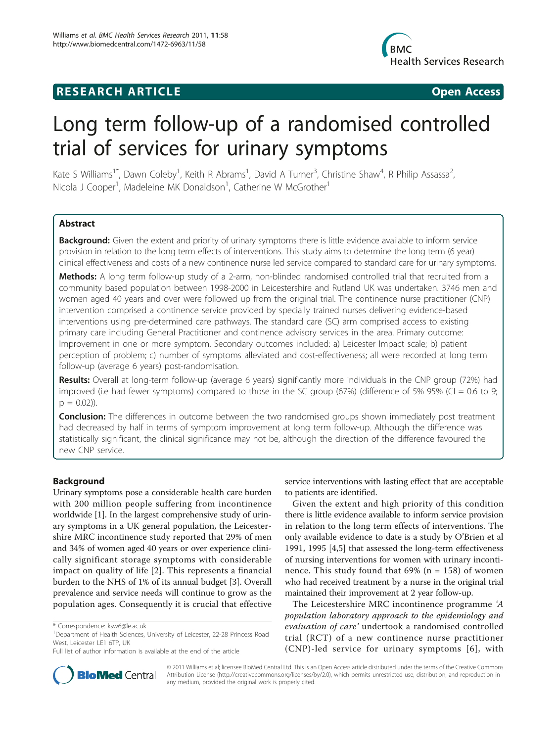RESEARCH ARTICLE Open Access

# Long term follow-up of a randomised controlled trial of services for urinary symptoms

Kate S Williams[1*], Dawn Coleby[1], Keith R Abrams[1], David A Turner[3], Christine Shaw[4], R Philip Assassa[2], Nicola J Cooper[1], Madeleine MK Donaldson[1], Catherine W McGrother[1]

## Abstract

**Background:** Given the extent and priority of urinary symptoms there is little evidence available to inform service provision in relation to the long term effects of interventions. This study aims to determine the long term (6 year) clinical effectiveness and costs of a new continence nurse led service compared to standard care for urinary symptoms.

**Methods:** A long term follow-up study of a 2-arm, non-blinded randomised controlled trial that recruited from a community based population between 1998-2000 in Leicestershire and Rutland UK was undertaken. 3746 men and women aged 40 years and over were followed up from the original trial. The continence nurse practitioner (CNP) intervention comprised a continence service provided by specially trained nurses delivering evidence-based interventions using pre-determined care pathways. The standard care (SC) arm comprised access to existing primary care including General Practitioner and continence advisory services in the area. Primary outcome: Improvement in one or more symptom. Secondary outcomes included: a) Leicester Impact scale; b) patient perception of problem; c) number of symptoms alleviated and cost-effectiveness; all were recorded at long term follow-up (average 6 years) post-randomisation.

**Results:** Overall at long-term follow-up (average 6 years) significantly more individuals in the CNP group (72%) had improved (i.e had fewer symptoms) compared to those in the SC group (67%) (difference of 5% 95% (CI = 0.6 to 9; $p = 0.02$)).

**Conclusion:** The differences in outcome between the two randomised groups shown immediately post treatment had decreased by half in terms of symptom improvement at long term follow-up. Although the difference was statistically significant, the clinical significance may not be, although the direction of the difference favoured the new CNP service.

## Background

Urinary symptoms pose a considerable health care burden with 200 million people suffering from incontinence worldwide [1]. In the largest comprehensive study of urinary symptoms in a UK general population, the Leicestershire MRC incontinence study reported that 29% of men and 34% of women aged 40 years or over experience clinically significant storage symptoms with considerable impact on quality of life [2]. This represents a financial burden to the NHS of 1% of its annual budget [3]. Overall prevalence and service needs will continue to grow as the population ages. Consequently it is crucial that effective service interventions with lasting effect that are acceptable to patients are identified.

Given the extent and high priority of this condition there is little evidence available to inform service provision in relation to the long term effects of interventions. The only available evidence to date is a study by O'Brien et al 1991, 1995 [4,5] that assessed the long-term effectiveness of nursing interventions for women with urinary incontinence. This study found that 69% (n = 158) of women who had received treatment by a nurse in the original trial maintained their improvement at 2 year follow-up.

The Leicestershire MRC incontinence programme *'A population laboratory approach to the epidemiology and evaluation of care'* undertook a randomised controlled trial (RCT) of a new continence nurse practitioner (CNP)-led service for urinary symptoms [6], with

\* Correspondence: ksw6@le.ac.uk
[1]Department of Health Sciences, University of Leicester, 22-28 Princess Road West, Leicester LE1 6TP, UK
Full list of author information is available at the end of the article

© 2011 Williams et al; licensee BioMed Central Ltd. This is an Open Access article distributed under the terms of the Creative Commons Attribution License (http://creativecommons.org/licenses/by/2.0), which permits unrestricted use, distribution, and reproduction in any medium, provided the original work is properly cited.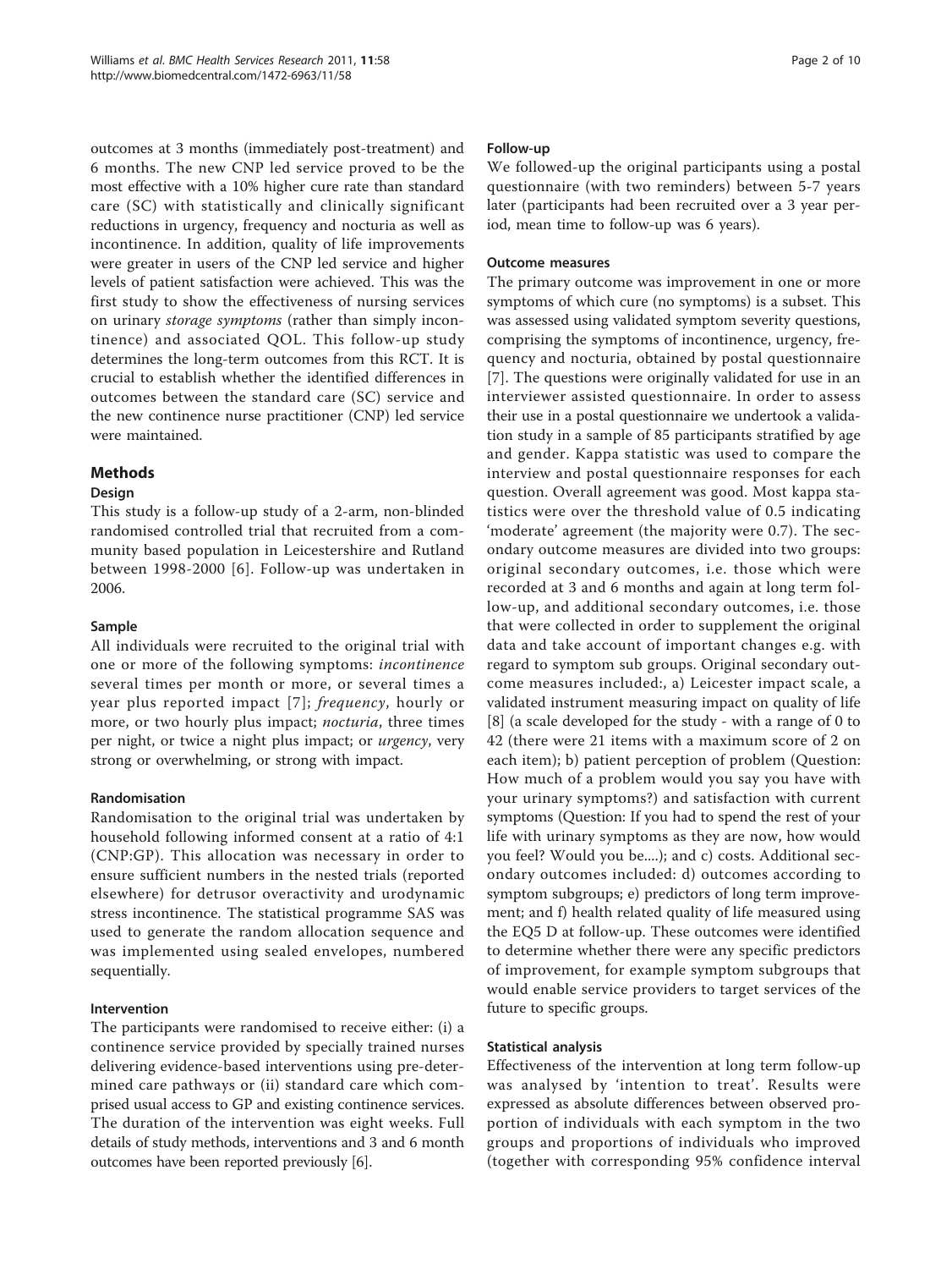outcomes at 3 months (immediately post-treatment) and 6 months. The new CNP led service proved to be the most effective with a 10% higher cure rate than standard care (SC) with statistically and clinically significant reductions in urgency, frequency and nocturia as well as incontinence. In addition, quality of life improvements were greater in users of the CNP led service and higher levels of patient satisfaction were achieved. This was the first study to show the effectiveness of nursing services on urinary *storage symptoms* (rather than simply incontinence) and associated QOL. This follow-up study determines the long-term outcomes from this RCT. It is crucial to establish whether the identified differences in outcomes between the standard care (SC) service and the new continence nurse practitioner (CNP) led service were maintained.

## Methods

### Design

This study is a follow-up study of a 2-arm, non-blinded randomised controlled trial that recruited from a community based population in Leicestershire and Rutland between 1998-2000 [6]. Follow-up was undertaken in 2006.

### Sample

All individuals were recruited to the original trial with one or more of the following symptoms: *incontinence* several times per month or more, or several times a year plus reported impact [7]; *frequency*, hourly or more, or two hourly plus impact; *nocturia*, three times per night, or twice a night plus impact; or *urgency*, very strong or overwhelming, or strong with impact.

### Randomisation

Randomisation to the original trial was undertaken by household following informed consent at a ratio of 4:1 (CNP:GP). This allocation was necessary in order to ensure sufficient numbers in the nested trials (reported elsewhere) for detrusor overactivity and urodynamic stress incontinence. The statistical programme SAS was used to generate the random allocation sequence and was implemented using sealed envelopes, numbered sequentially.

### Intervention

The participants were randomised to receive either: (i) a continence service provided by specially trained nurses delivering evidence-based interventions using pre-determined care pathways or (ii) standard care which comprised usual access to GP and existing continence services. The duration of the intervention was eight weeks. Full details of study methods, interventions and 3 and 6 month outcomes have been reported previously [6].

### Follow-up

We followed-up the original participants using a postal questionnaire (with two reminders) between 5-7 years later (participants had been recruited over a 3 year period, mean time to follow-up was 6 years).

### Outcome measures

The primary outcome was improvement in one or more symptoms of which cure (no symptoms) is a subset. This was assessed using validated symptom severity questions, comprising the symptoms of incontinence, urgency, frequency and nocturia, obtained by postal questionnaire [7]. The questions were originally validated for use in an interviewer assisted questionnaire. In order to assess their use in a postal questionnaire we undertook a validation study in a sample of 85 participants stratified by age and gender. Kappa statistic was used to compare the interview and postal questionnaire responses for each question. Overall agreement was good. Most kappa statistics were over the threshold value of 0.5 indicating 'moderate' agreement (the majority were 0.7). The secondary outcome measures are divided into two groups: original secondary outcomes, i.e. those which were recorded at 3 and 6 months and again at long term follow-up, and additional secondary outcomes, i.e. those that were collected in order to supplement the original data and take account of important changes e.g. with regard to symptom sub groups. Original secondary outcome measures included:, a) Leicester impact scale, a validated instrument measuring impact on quality of life [8] (a scale developed for the study - with a range of 0 to 42 (there were 21 items with a maximum score of 2 on each item); b) patient perception of problem (Question: How much of a problem would you say you have with your urinary symptoms?) and satisfaction with current symptoms (Question: If you had to spend the rest of your life with urinary symptoms as they are now, how would you feel? Would you be....); and c) costs. Additional secondary outcomes included: d) outcomes according to symptom subgroups; e) predictors of long term improvement; and f) health related quality of life measured using the EQ5 D at follow-up. These outcomes were identified to determine whether there were any specific predictors of improvement, for example symptom subgroups that would enable service providers to target services of the future to specific groups.

### Statistical analysis

Effectiveness of the intervention at long term follow-up was analysed by 'intention to treat'. Results were expressed as absolute differences between observed proportion of individuals with each symptom in the two groups and proportions of individuals who improved (together with corresponding 95% confidence interval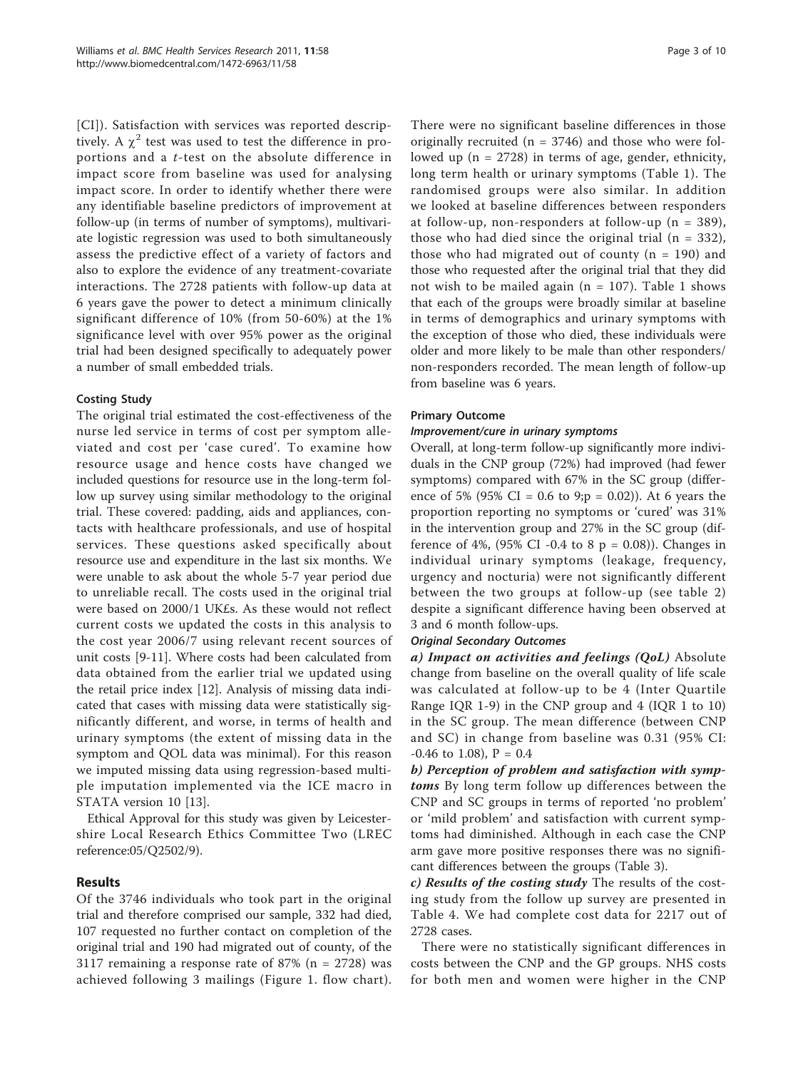[CI]). Satisfaction with services was reported descriptively. A $\chi^2$ test was used to test the difference in proportions and a *t*-test on the absolute difference in impact score from baseline was used for analysing impact score. In order to identify whether there were any identifiable baseline predictors of improvement at follow-up (in terms of number of symptoms), multivariate logistic regression was used to both simultaneously assess the predictive effect of a variety of factors and also to explore the evidence of any treatment-covariate interactions. The 2728 patients with follow-up data at 6 years gave the power to detect a minimum clinically significant difference of 10% (from 50-60%) at the 1% significance level with over 95% power as the original trial had been designed specifically to adequately power a number of small embedded trials.

### Costing Study

The original trial estimated the cost-effectiveness of the nurse led service in terms of cost per symptom alleviated and cost per 'case cured'. To examine how resource usage and hence costs have changed we included questions for resource use in the long-term follow up survey using similar methodology to the original trial. These covered: padding, aids and appliances, contacts with healthcare professionals, and use of hospital services. These questions asked specifically about resource use and expenditure in the last six months. We were unable to ask about the whole 5-7 year period due to unreliable recall. The costs used in the original trial were based on 2000/1 UK£s. As these would not reflect current costs we updated the costs in this analysis to the cost year 2006/7 using relevant recent sources of unit costs [9-11]. Where costs had been calculated from data obtained from the earlier trial we updated using the retail price index [12]. Analysis of missing data indicated that cases with missing data were statistically significantly different, and worse, in terms of health and urinary symptoms (the extent of missing data in the symptom and QOL data was minimal). For this reason we imputed missing data using regression-based multiple imputation implemented via the ICE macro in STATA version 10 [13].

Ethical Approval for this study was given by Leicestershire Local Research Ethics Committee Two (LREC reference:05/Q2502/9).

## Results

Of the 3746 individuals who took part in the original trial and therefore comprised our sample, 332 had died, 107 requested no further contact on completion of the original trial and 190 had migrated out of county, of the 3117 remaining a response rate of 87% (n = 2728) was achieved following 3 mailings (Figure 1. flow chart). There were no significant baseline differences in those originally recruited (n = 3746) and those who were followed up (n = 2728) in terms of age, gender, ethnicity, long term health or urinary symptoms (Table 1). The randomised groups were also similar. In addition we looked at baseline differences between responders at follow-up, non-responders at follow-up (n = 389), those who had died since the original trial (n = 332), those who had migrated out of county (n = 190) and those who requested after the original trial that they did not wish to be mailed again (n = 107). Table 1 shows that each of the groups were broadly similar at baseline in terms of demographics and urinary symptoms with the exception of those who died, these individuals were older and more likely to be male than other responders/non-responders recorded. The mean length of follow-up from baseline was 6 years.

### Primary Outcome

#### *Improvement/cure in urinary symptoms*

Overall, at long-term follow-up significantly more individuals in the CNP group (72%) had improved (had fewer symptoms) compared with 67% in the SC group (difference of 5% (95% CI = 0.6 to 9;p = 0.02)). At 6 years the proportion reporting no symptoms or 'cured' was 31% in the intervention group and 27% in the SC group (difference of 4%, (95% CI -0.4 to 8 p = 0.08)). Changes in individual urinary symptoms (leakage, frequency, urgency and nocturia) were not significantly different between the two groups at follow-up (see table 2) despite a significant difference having been observed at 3 and 6 month follow-ups.

#### *Original Secondary Outcomes*

***a) Impact on activities and feelings (QoL)*** Absolute change from baseline on the overall quality of life scale was calculated at follow-up to be 4 (Inter Quartile Range IQR 1-9) in the CNP group and 4 (IQR 1 to 10) in the SC group. The mean difference (between CNP and SC) in change from baseline was 0.31 (95% CI: -0.46 to 1.08), P = 0.4

***b) Perception of problem and satisfaction with symptoms*** By long term follow up differences between the CNP and SC groups in terms of reported 'no problem' or 'mild problem' and satisfaction with current symptoms had diminished. Although in each case the CNP arm gave more positive responses there was no significant differences between the groups (Table 3).

***c) Results of the costing study*** The results of the costing study from the follow up survey are presented in Table 4. We had complete cost data for 2217 out of 2728 cases.

There were no statistically significant differences in costs between the CNP and the GP groups. NHS costs for both men and women were higher in the CNP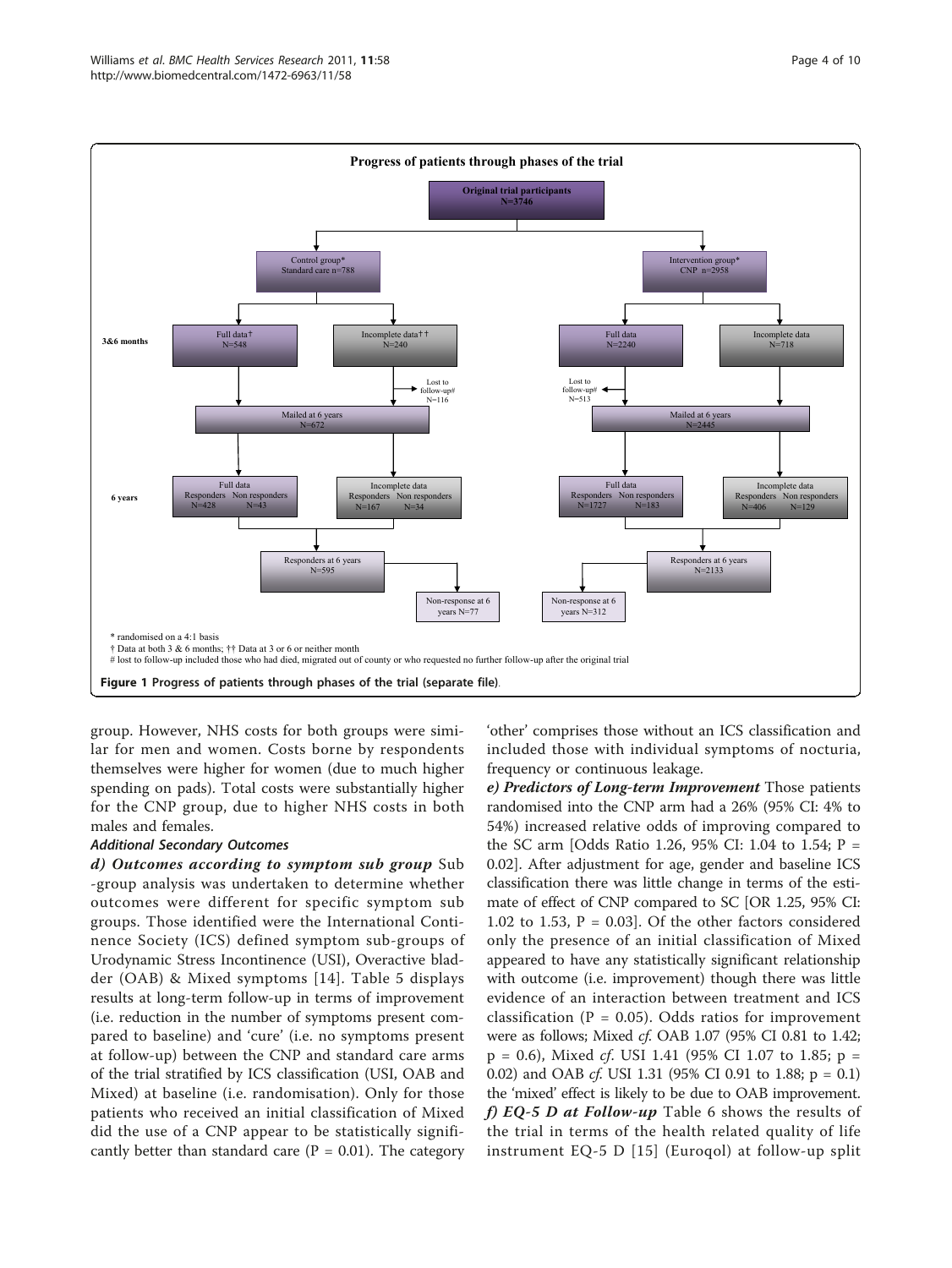**Progress of patients through phases of the trial**

Original trial participants N=3746

- Control group* Standard care n=788
  - 3&6 months: Full data† N=548; Incomplete data†† N=240
  - Lost to follow-up# N=116
  - Mailed at 6 years N=672
  - 6 years: Full data — Responders N=428, Non responders N=43; Incomplete data — Responders N=167, Non responders N=34
  - Responders at 6 years N=595
  - Non-response at 6 years N=77
- Intervention group* CNP n=2958
  - 3&6 months: Full data N=2240; Incomplete data N=718
  - Lost to follow-up# N=513
  - Mailed at 6 years N=2445
  - 6 years: Full data — Responders N=1727, Non responders N=183; Incomplete data — Responders N=406, Non responders N=129
  - Responders at 6 years N=2133
  - Non-response at 6 years N=312

\* randomised on a 4:1 basis
† Data at both 3 & 6 months; †† Data at 3 or 6 or neither month
\# lost to follow-up included those who had died, migrated out of county or who requested no further follow-up after the original trial

**Figure 1 Progress of patients through phases of the trial (separate file).**

group. However, NHS costs for both groups were similar for men and women. Costs borne by respondents themselves were higher for women (due to much higher spending on pads). Total costs were substantially higher for the CNP group, due to higher NHS costs in both males and females.

#### Additional Secondary Outcomes

***d) Outcomes according to symptom sub group*** Sub-group analysis was undertaken to determine whether outcomes were different for specific symptom sub groups. Those identified were the International Continence Society (ICS) defined symptom sub-groups of Urodynamic Stress Incontinence (USI), Overactive bladder (OAB) & Mixed symptoms [14]. Table 5 displays results at long-term follow-up in terms of improvement (i.e. reduction in the number of symptoms present compared to baseline) and 'cure' (i.e. no symptoms present at follow-up) between the CNP and standard care arms of the trial stratified by ICS classification (USI, OAB and Mixed) at baseline (i.e. randomisation). Only for those patients who received an initial classification of Mixed did the use of a CNP appear to be statistically significantly better than standard care ($P = 0.01$). The category 'other' comprises those without an ICS classification and included those with individual symptoms of nocturia, frequency or continuous leakage.

***e) Predictors of Long-term Improvement*** Those patients randomised into the CNP arm had a 26% (95% CI: 4% to 54%) increased relative odds of improving compared to the SC arm [Odds Ratio 1.26, 95% CI: 1.04 to 1.54; $P = 0.02$]. After adjustment for age, gender and baseline ICS classification there was little change in terms of the estimate of effect of CNP compared to SC [OR 1.25, 95% CI: 1.02 to 1.53, $P = 0.03$]. Of the other factors considered only the presence of an initial classification of Mixed appeared to have any statistically significant relationship with outcome (i.e. improvement) though there was little evidence of an interaction between treatment and ICS classification ($P = 0.05$). Odds ratios for improvement were as follows; Mixed *cf.* OAB 1.07 (95% CI 0.81 to 1.42; $p = 0.6$), Mixed *cf.* USI 1.41 (95% CI 1.07 to 1.85; $p = 0.02$) and OAB *cf.* USI 1.31 (95% CI 0.91 to 1.88; $p = 0.1$) the 'mixed' effect is likely to be due to OAB improvement.

***f) EQ-5 D at Follow-up*** Table 6 shows the results of the trial in terms of the health related quality of life instrument EQ-5 D [15] (Euroqol) at follow-up split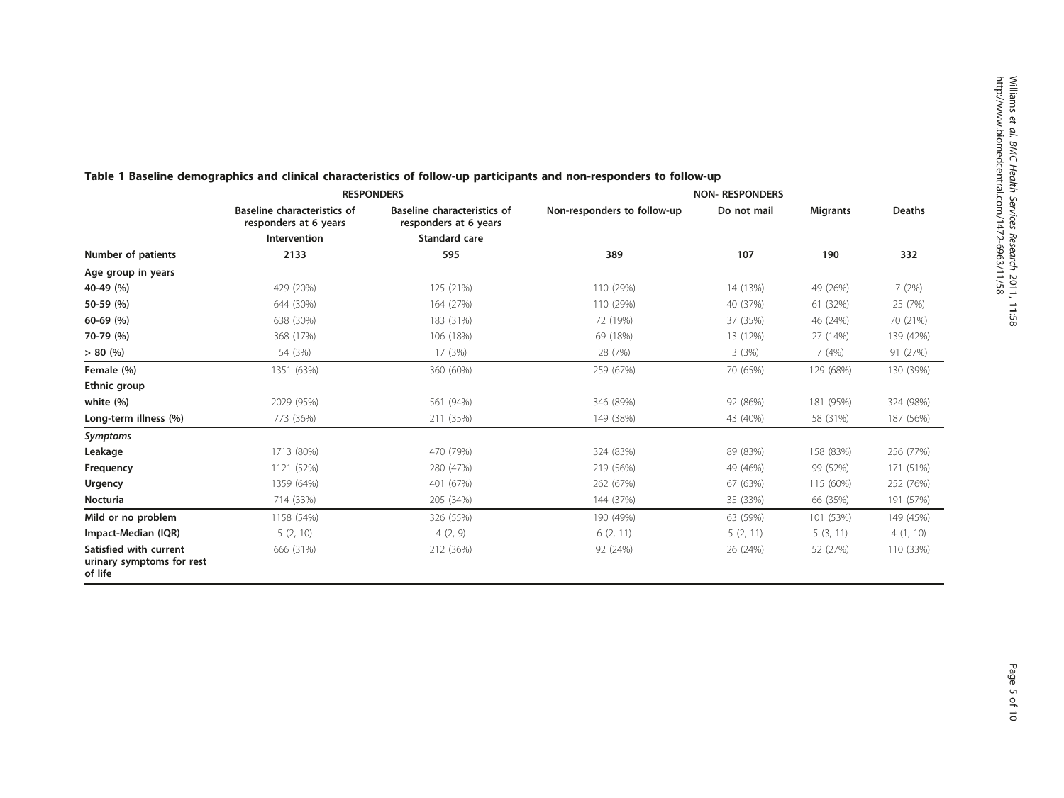**Table 1 Baseline demographics and clinical characteristics of follow-up participants and non-responders to follow-up**

| | RESPONDERS | | NON- RESPONDERS | | | |
|---|---|---|---|---|---|---|
| | Baseline characteristics of responders at 6 years | Baseline characteristics of responders at 6 years | Non-responders to follow-up | Do not mail | Migrants | Deaths |
| | Intervention | Standard care | | | | |
| **Number of patients** | **2133** | **595** | **389** | **107** | **190** | **332** |
| **Age group in years** | | | | | | |
| **40-49 (%)** | 429 (20%) | 125 (21%) | 110 (29%) | 14 (13%) | 49 (26%) | 7 (2%) |
| **50-59 (%)** | 644 (30%) | 164 (27%) | 110 (29%) | 40 (37%) | 61 (32%) | 25 (7%) |
| **60-69 (%)** | 638 (30%) | 183 (31%) | 72 (19%) | 37 (35%) | 46 (24%) | 70 (21%) |
| **70-79 (%)** | 368 (17%) | 106 (18%) | 69 (18%) | 13 (12%) | 27 (14%) | 139 (42%) |
| **> 80 (%)** | 54 (3%) | 17 (3%) | 28 (7%) | 3 (3%) | 7 (4%) | 91 (27%) |
| **Female (%)** | 1351 (63%) | 360 (60%) | 259 (67%) | 70 (65%) | 129 (68%) | 130 (39%) |
| **Ethnic group** | | | | | | |
| **white (%)** | 2029 (95%) | 561 (94%) | 346 (89%) | 92 (86%) | 181 (95%) | 324 (98%) |
| **Long-term illness (%)** | 773 (36%) | 211 (35%) | 149 (38%) | 43 (40%) | 58 (31%) | 187 (56%) |
| ***Symptoms*** | | | | | | |
| **Leakage** | 1713 (80%) | 470 (79%) | 324 (83%) | 89 (83%) | 158 (83%) | 256 (77%) |
| **Frequency** | 1121 (52%) | 280 (47%) | 219 (56%) | 49 (46%) | 99 (52%) | 171 (51%) |
| **Urgency** | 1359 (64%) | 401 (67%) | 262 (67%) | 67 (63%) | 115 (60%) | 252 (76%) |
| **Nocturia** | 714 (33%) | 205 (34%) | 144 (37%) | 35 (33%) | 66 (35%) | 191 (57%) |
| **Mild or no problem** | 1158 (54%) | 326 (55%) | 190 (49%) | 63 (59%) | 101 (53%) | 149 (45%) |
| **Impact-Median (IQR)** | 5 (2, 10) | 4 (2, 9) | 6 (2, 11) | 5 (2, 11) | 5 (3, 11) | 4 (1, 10) |
| **Satisfied with current urinary symptoms for rest of life** | 666 (31%) | 212 (36%) | 92 (24%) | 26 (24%) | 52 (27%) | 110 (33%) |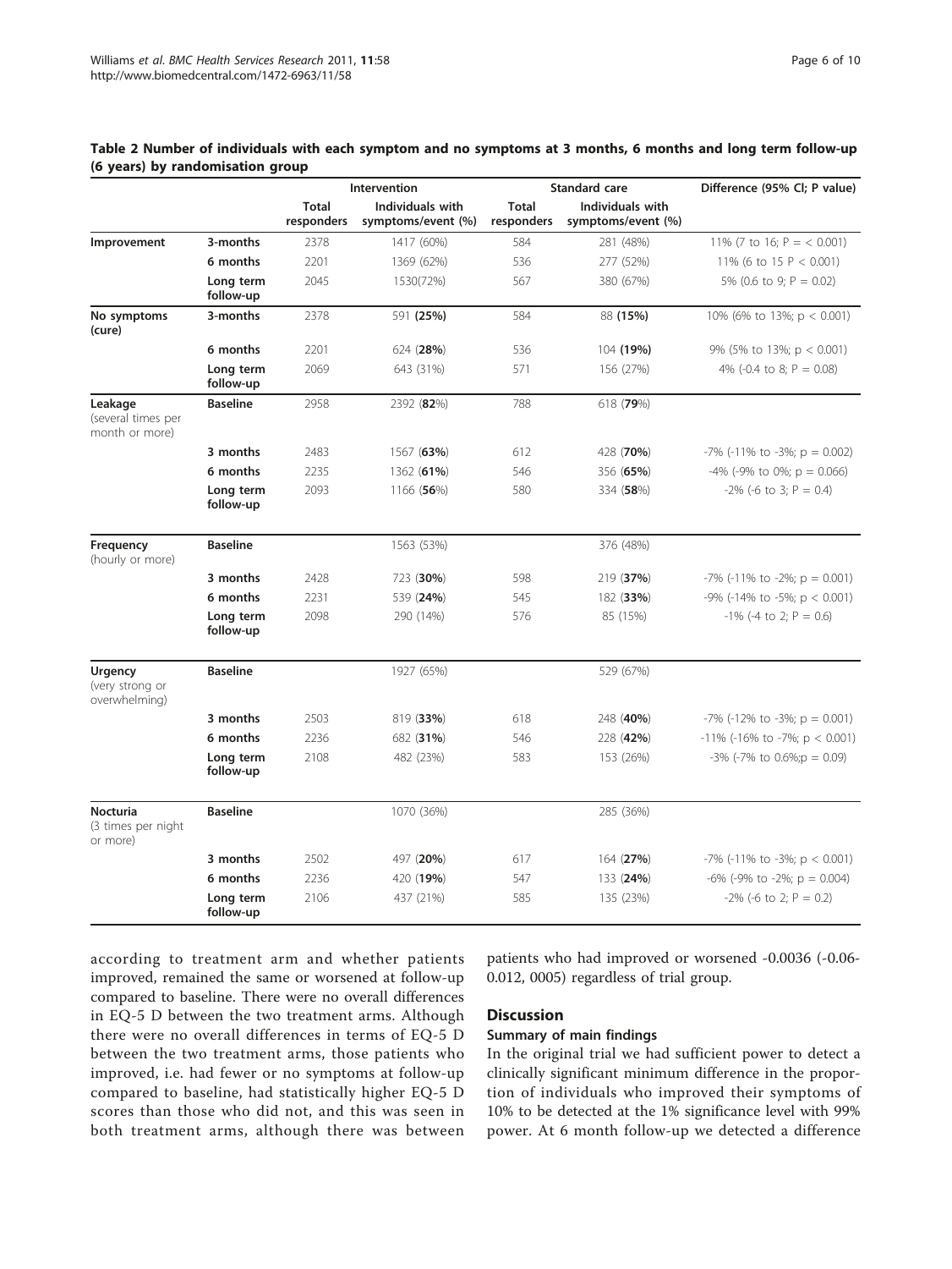**Table 2 Number of individuals with each symptom and no symptoms at 3 months, 6 months and long term follow-up (6 years) by randomisation group**

| | | Intervention | | Standard care | | Difference (95% CI; P value) |
|---|---|---|---|---|---|---|
| | | Total responders | Individuals with symptoms/event (%) | Total responders | Individuals with symptoms/event (%) | |
| **Improvement** | **3-months** | 2378 | 1417 (60%) | 584 | 281 (48%) | 11% (7 to 16; P = < 0.001) |
| | **6 months** | 2201 | 1369 (62%) | 536 | 277 (52%) | 11% (6 to 15 P < 0.001) |
| | **Long term follow-up** | 2045 | 1530(72%) | 567 | 380 (67%) | 5% (0.6 to 9; P = 0.02) |
| **No symptoms (cure)** | **3-months** | 2378 | 591 **(25%)** | 584 | 88 **(15%)** | 10% (6% to 13%; p < 0.001) |
| | **6 months** | 2201 | 624 (**28%**) | 536 | 104 **(19%)** | 9% (5% to 13%; p < 0.001) |
| | **Long term follow-up** | 2069 | 643 (31%) | 571 | 156 (27%) | 4% (-0.4 to 8; P = 0.08) |
| **Leakage** (several times per month or more) | **Baseline** | 2958 | 2392 (**82**%) | 788 | 618 (**79**%) | |
| | **3 months** | 2483 | 1567 (**63%**) | 612 | 428 (**70%**) | -7% (-11% to -3%; p = 0.002) |
| | **6 months** | 2235 | 1362 (**61%**) | 546 | 356 (**65%**) | -4% (-9% to 0%; p = 0.066) |
| | **Long term follow-up** | 2093 | 1166 (**56**%) | 580 | 334 (**58**%) | -2% (-6 to 3; P = 0.4) |
| **Frequency** (hourly or more) | **Baseline** | | 1563 (53%) | | 376 (48%) | |
| | **3 months** | 2428 | 723 (**30%**) | 598 | 219 (**37%**) | -7% (-11% to -2%; p = 0.001) |
| | **6 months** | 2231 | 539 (**24%**) | 545 | 182 (**33%**) | -9% (-14% to -5%; p < 0.001) |
| | **Long term follow-up** | 2098 | 290 (14%) | 576 | 85 (15%) | -1% (-4 to 2; P = 0.6) |
| **Urgency** (very strong or overwhelming) | **Baseline** | | 1927 (65%) | | 529 (67%) | |
| | **3 months** | 2503 | 819 (**33%**) | 618 | 248 (**40%**) | -7% (-12% to -3%; p = 0.001) |
| | **6 months** | 2236 | 682 (**31%**) | 546 | 228 (**42%**) | -11% (-16% to -7%; p < 0.001) |
| | **Long term follow-up** | 2108 | 482 (23%) | 583 | 153 (26%) | -3% (-7% to 0.6%;p = 0.09) |
| **Nocturia** (3 times per night or more) | **Baseline** | | 1070 (36%) | | 285 (36%) | |
| | **3 months** | 2502 | 497 (**20%**) | 617 | 164 (**27%**) | -7% (-11% to -3%; p < 0.001) |
| | **6 months** | 2236 | 420 (**19%**) | 547 | 133 (**24%**) | -6% (-9% to -2%; p = 0.004) |
| | **Long term follow-up** | 2106 | 437 (21%) | 585 | 135 (23%) | -2% (-6 to 2; P = 0.2) |

according to treatment arm and whether patients improved, remained the same or worsened at follow-up compared to baseline. There were no overall differences in EQ-5 D between the two treatment arms. Although there were no overall differences in terms of EQ-5 D between the two treatment arms, those patients who improved, i.e. had fewer or no symptoms at follow-up compared to baseline, had statistically higher EQ-5 D scores than those who did not, and this was seen in both treatment arms, although there was between patients who had improved or worsened -0.0036 (-0.06-0.012, 0005) regardless of trial group.

## Discussion

### Summary of main findings

In the original trial we had sufficient power to detect a clinically significant minimum difference in the proportion of individuals who improved their symptoms of 10% to be detected at the 1% significance level with 99% power. At 6 month follow-up we detected a difference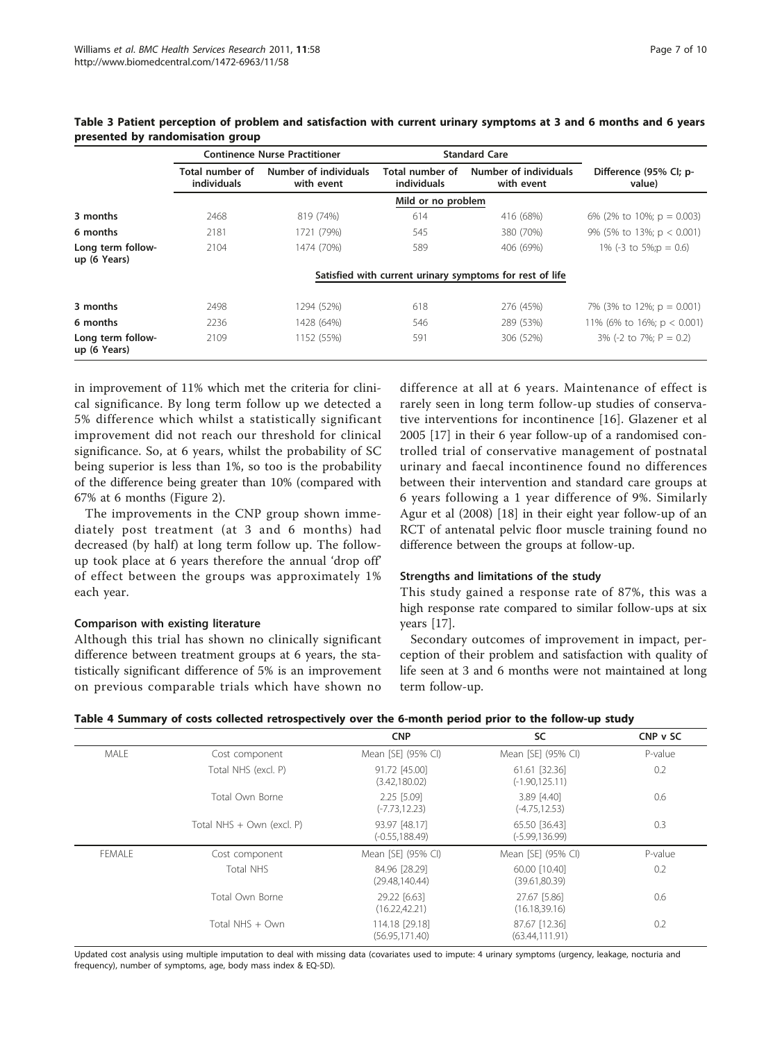**Table 3 Patient perception of problem and satisfaction with current urinary symptoms at 3 and 6 months and 6 years presented by randomisation group**

| | Continence Nurse Practitioner | | Standard Care | | |
|---|---|---|---|---|---|
| | Total number of individuals | Number of individuals with event | Total number of individuals | Number of individuals with event | Difference (95% CI; p-value) |
| | | | Mild or no problem | | |
| **3 months** | 2468 | 819 (74%) | 614 | 416 (68%) | 6% (2% to 10%; p = 0.003) |
| **6 months** | 2181 | 1721 (79%) | 545 | 380 (70%) | 9% (5% to 13%; p < 0.001) |
| **Long term follow-up (6 Years)** | 2104 | 1474 (70%) | 589 | 406 (69%) | 1% (-3 to 5%;p = 0.6) |
| | | | Satisfied with current urinary symptoms for rest of life | | |
| **3 months** | 2498 | 1294 (52%) | 618 | 276 (45%) | 7% (3% to 12%; p = 0.001) |
| **6 months** | 2236 | 1428 (64%) | 546 | 289 (53%) | 11% (6% to 16%; p < 0.001) |
| **Long term follow-up (6 Years)** | 2109 | 1152 (55%) | 591 | 306 (52%) | 3% (-2 to 7%; P = 0.2) |

in improvement of 11% which met the criteria for clinical significance. By long term follow up we detected a 5% difference which whilst a statistically significant improvement did not reach our threshold for clinical significance. So, at 6 years, whilst the probability of SC being superior is less than 1%, so too is the probability of the difference being greater than 10% (compared with 67% at 6 months (Figure 2).

The improvements in the CNP group shown immediately post treatment (at 3 and 6 months) had decreased (by half) at long term follow up. The follow-up took place at 6 years therefore the annual 'drop off' of effect between the groups was approximately 1% each year.

### Comparison with existing literature

Although this trial has shown no clinically significant difference between treatment groups at 6 years, the statistically significant difference of 5% is an improvement on previous comparable trials which have shown no difference at all at 6 years. Maintenance of effect is rarely seen in long term follow-up studies of conservative interventions for incontinence [16]. Glazener et al 2005 [17] in their 6 year follow-up of a randomised controlled trial of conservative management of postnatal urinary and faecal incontinence found no differences between their intervention and standard care groups at 6 years following a 1 year difference of 9%. Similarly Agur et al (2008) [18] in their eight year follow-up of an RCT of antenatal pelvic floor muscle training found no difference between the groups at follow-up.

### Strengths and limitations of the study

This study gained a response rate of 87%, this was a high response rate compared to similar follow-ups at six years [17].

Secondary outcomes of improvement in impact, perception of their problem and satisfaction with quality of life seen at 3 and 6 months were not maintained at long term follow-up.

**Table 4 Summary of costs collected retrospectively over the 6-month period prior to the follow-up study**

| | | CNP | SC | CNP v SC |
|---|---|---|---|---|
| MALE | Cost component | Mean [SE] (95% CI) | Mean [SE] (95% CI) | P-value |
| | Total NHS (excl. P) | 91.72 [45.00] (3.42,180.02) | 61.61 [32.36] (-1.90,125.11) | 0.2 |
| | Total Own Borne | 2.25 [5.09] (-7.73,12.23) | 3.89 [4.40] (-4.75,12.53) | 0.6 |
| | Total NHS + Own (excl. P) | 93.97 [48.17] (-0.55,188.49) | 65.50 [36.43] (-5.99,136.99) | 0.3 |
| FEMALE | Cost component | Mean [SE] (95% CI) | Mean [SE] (95% CI) | P-value |
| | Total NHS | 84.96 [28.29] (29.48,140.44) | 60.00 [10.40] (39.61,80.39) | 0.2 |
| | Total Own Borne | 29.22 [6.63] (16.22,42.21) | 27.67 [5.86] (16.18,39.16) | 0.6 |
| | Total NHS + Own | 114.18 [29.18] (56.95,171.40) | 87.67 [12.36] (63.44,111.91) | 0.2 |

Updated cost analysis using multiple imputation to deal with missing data (covariates used to impute: 4 urinary symptoms (urgency, leakage, nocturia and frequency), number of symptoms, age, body mass index & EQ-5D).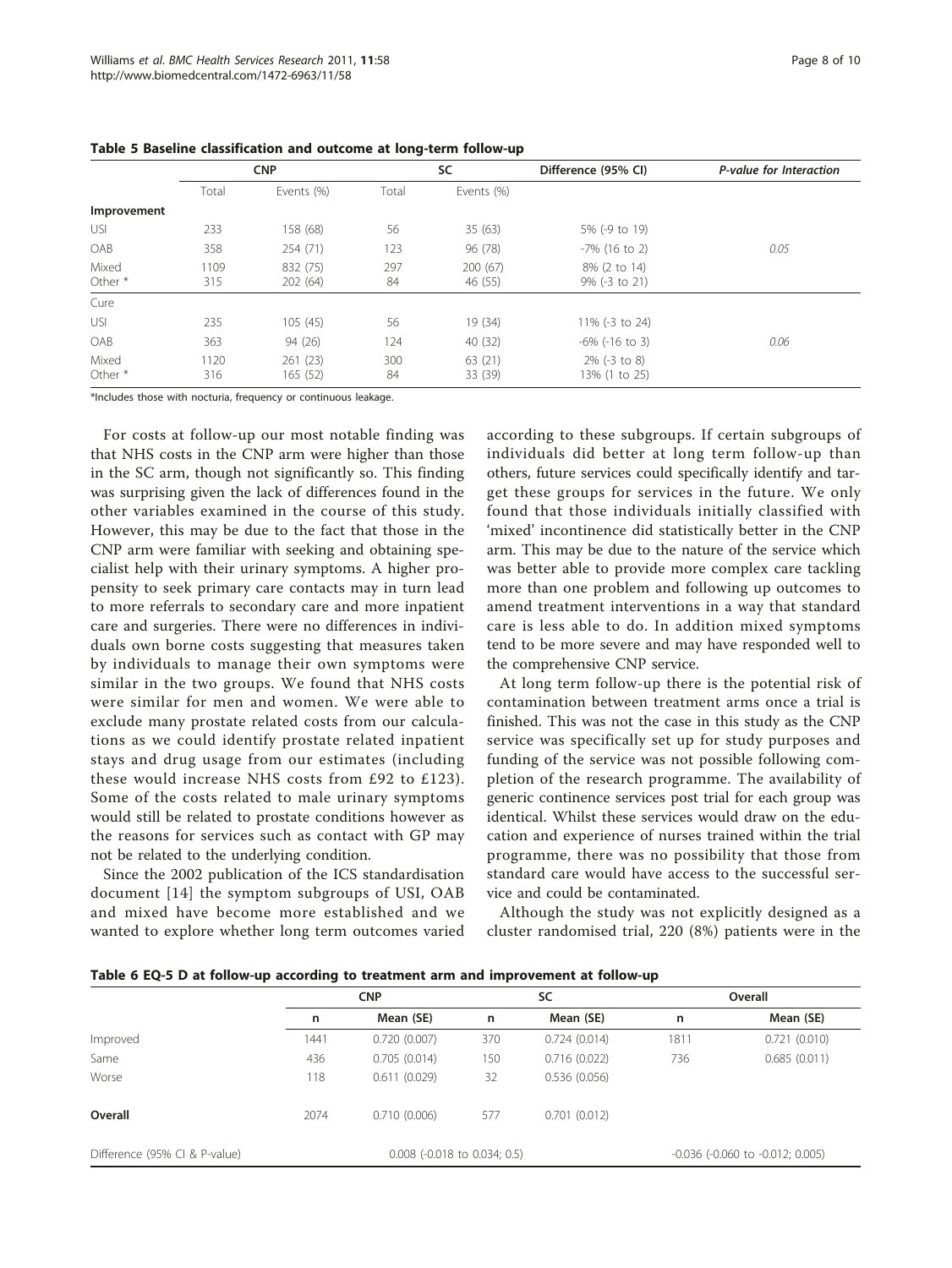**Table 5 Baseline classification and outcome at long-term follow-up**

| | CNP | | SC | | Difference (95% CI) | *P-value for Interaction* |
|---|---|---|---|---|---|---|
| | Total | Events (%) | Total | Events (%) | | |
| **Improvement** | | | | | | |
| USI | 233 | 158 (68) | 56 | 35 (63) | 5% (-9 to 19) | |
| OAB | 358 | 254 (71) | 123 | 96 (78) | -7% (16 to 2) | *0.05* |
| Mixed | 1109 | 832 (75) | 297 | 200 (67) | 8% (2 to 14) | |
| Other * | 315 | 202 (64) | 84 | 46 (55) | 9% (-3 to 21) | |
| Cure | | | | | | |
| USI | 235 | 105 (45) | 56 | 19 (34) | 11% (-3 to 24) | |
| OAB | 363 | 94 (26) | 124 | 40 (32) | -6% (-16 to 3) | *0.06* |
| Mixed | 1120 | 261 (23) | 300 | 63 (21) | 2% (-3 to 8) | |
| Other * | 316 | 165 (52) | 84 | 33 (39) | 13% (1 to 25) | |

*Includes those with nocturia, frequency or continuous leakage.

For costs at follow-up our most notable finding was that NHS costs in the CNP arm were higher than those in the SC arm, though not significantly so. This finding was surprising given the lack of differences found in the other variables examined in the course of this study. However, this may be due to the fact that those in the CNP arm were familiar with seeking and obtaining specialist help with their urinary symptoms. A higher propensity to seek primary care contacts may in turn lead to more referrals to secondary care and more inpatient care and surgeries. There were no differences in individuals own borne costs suggesting that measures taken by individuals to manage their own symptoms were similar in the two groups. We found that NHS costs were similar for men and women. We were able to exclude many prostate related costs from our calculations as we could identify prostate related inpatient stays and drug usage from our estimates (including these would increase NHS costs from £92 to £123). Some of the costs related to male urinary symptoms would still be related to prostate conditions however as the reasons for services such as contact with GP may not be related to the underlying condition.

Since the 2002 publication of the ICS standardisation document [14] the symptom subgroups of USI, OAB and mixed have become more established and we wanted to explore whether long term outcomes varied according to these subgroups. If certain subgroups of individuals did better at long term follow-up than others, future services could specifically identify and target these groups for services in the future. We only found that those individuals initially classified with 'mixed' incontinence did statistically better in the CNP arm. This may be due to the nature of the service which was better able to provide more complex care tackling more than one problem and following up outcomes to amend treatment interventions in a way that standard care is less able to do. In addition mixed symptoms tend to be more severe and may have responded well to the comprehensive CNP service.

At long term follow-up there is the potential risk of contamination between treatment arms once a trial is finished. This was not the case in this study as the CNP service was specifically set up for study purposes and funding of the service was not possible following completion of the research programme. The availability of generic continence services post trial for each group was identical. Whilst these services would draw on the education and experience of nurses trained within the trial programme, there was no possibility that those from standard care would have access to the successful service and could be contaminated.

Although the study was not explicitly designed as a cluster randomised trial, 220 (8%) patients were in the

**Table 6 EQ-5 D at follow-up according to treatment arm and improvement at follow-up**

| | CNP | | SC | | Overall | |
|---|---|---|---|---|---|---|
| | n | Mean (SE) | n | Mean (SE) | n | Mean (SE) |
| Improved | 1441 | 0.720 (0.007) | 370 | 0.724 (0.014) | 1811 | 0.721 (0.010) |
| Same | 436 | 0.705 (0.014) | 150 | 0.716 (0.022) | 736 | 0.685 (0.011) |
| Worse | 118 | 0.611 (0.029) | 32 | 0.536 (0.056) | | |
| **Overall** | 2074 | 0.710 (0.006) | 577 | 0.701 (0.012) | | |
| Difference (95% CI & P-value) | | 0.008 (-0.018 to 0.034; 0.5) | | | | -0.036 (-0.060 to -0.012; 0.005) |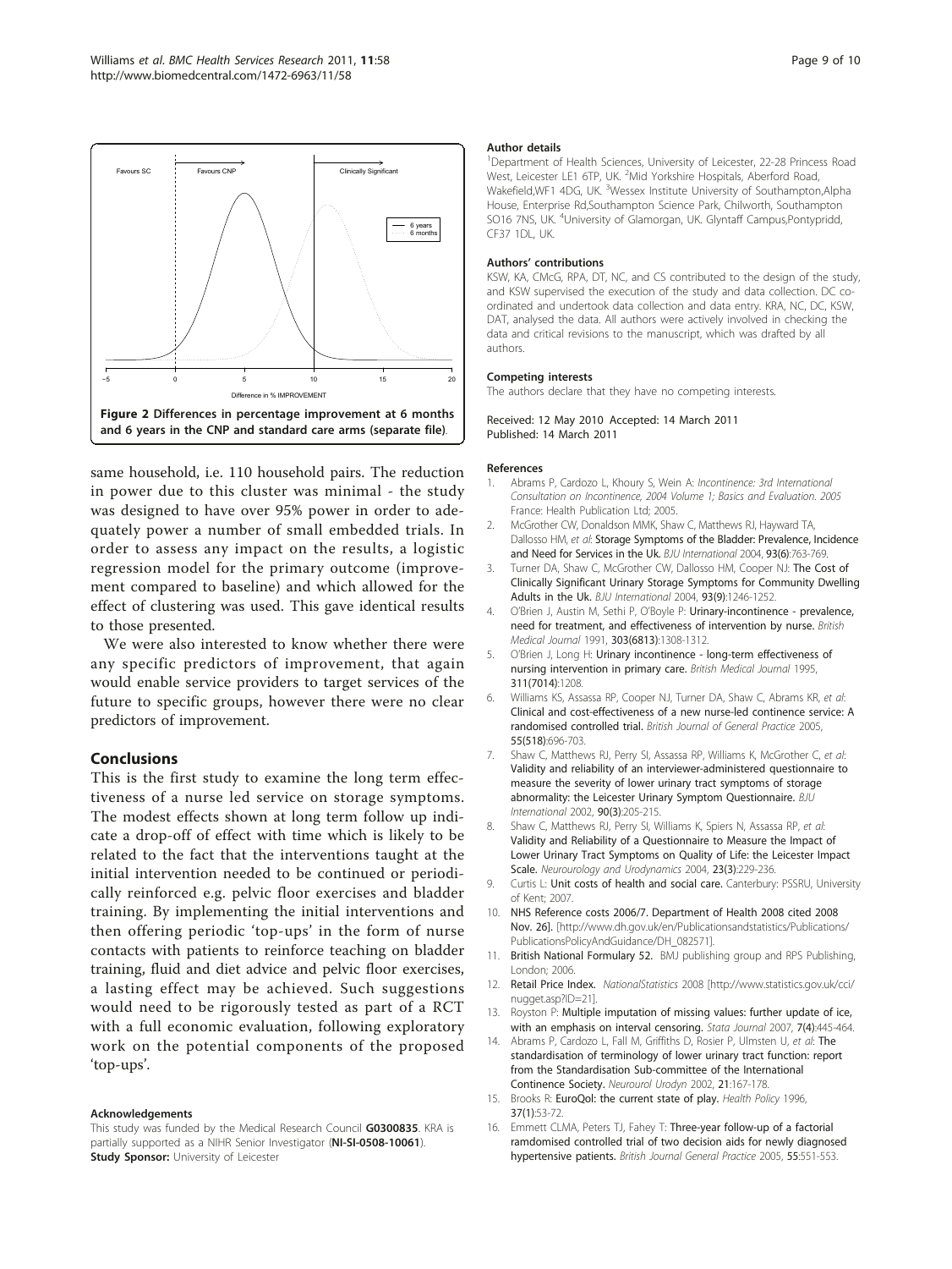Figure 2 Differences in percentage improvement at 6 months and 6 years in the CNP and standard care arms (separate file).

same household, i.e. 110 household pairs. The reduction in power due to this cluster was minimal - the study was designed to have over 95% power in order to adequately power a number of small embedded trials. In order to assess any impact on the results, a logistic regression model for the primary outcome (improvement compared to baseline) and which allowed for the effect of clustering was used. This gave identical results to those presented.

We were also interested to know whether there were any specific predictors of improvement, that again would enable service providers to target services of the future to specific groups, however there were no clear predictors of improvement.

## Conclusions

This is the first study to examine the long term effectiveness of a nurse led service on storage symptoms. The modest effects shown at long term follow up indicate a drop-off of effect with time which is likely to be related to the fact that the interventions taught at the initial intervention needed to be continued or periodically reinforced e.g. pelvic floor exercises and bladder training. By implementing the initial interventions and then offering periodic 'top-ups' in the form of nurse contacts with patients to reinforce teaching on bladder training, fluid and diet advice and pelvic floor exercises, a lasting effect may be achieved. Such suggestions would need to be rigorously tested as part of a RCT with a full economic evaluation, following exploratory work on the potential components of the proposed 'top-ups'.

#### Acknowledgements

This study was funded by the Medical Research Council **G0300835**. KRA is partially supported as a NIHR Senior Investigator (**NI-SI-0508-10061**).
**Study Sponsor:** University of Leicester

#### Author details

[1]Department of Health Sciences, University of Leicester, 22-28 Princess Road West, Leicester LE1 6TP, UK. [2]Mid Yorkshire Hospitals, Aberford Road, Wakefield,WF1 4DG, UK. [3]Wessex Institute University of Southampton,Alpha House, Enterprise Rd,Southampton Science Park, Chilworth, Southampton SO16 7NS, UK. [4]University of Glamorgan, UK. Glyntaff Campus,Pontypridd, CF37 1DL, UK.

#### Authors' contributions

KSW, KA, CMcG, RPA, DT, NC, and CS contributed to the design of the study, and KSW supervised the execution of the study and data collection. DC co-ordinated and undertook data collection and data entry. KRA, NC, DC, KSW, DAT, analysed the data. All authors were actively involved in checking the data and critical revisions to the manuscript, which was drafted by all authors.

#### Competing interests

The authors declare that they have no competing interests.

Received: 12 May 2010 Accepted: 14 March 2011
Published: 14 March 2011

#### References

1. Abrams P, Cardozo L, Khoury S, Wein A: *Incontinence: 3rd International Consultation on Incontinence, 2004 Volume 1; Basics and Evaluation. 2005* France: Health Publication Ltd; 2005.
2. McGrother CW, Donaldson MMK, Shaw C, Matthews RJ, Hayward TA, Dallosso HM, *et al*: **Storage Symptoms of the Bladder: Prevalence, Incidence and Need for Services in the Uk.** *BJU International* 2004, **93(6)**:763-769.
3. Turner DA, Shaw C, McGrother CW, Dallosso HM, Cooper NJ: **The Cost of Clinically Significant Urinary Storage Symptoms for Community Dwelling Adults in the Uk.** *BJU International* 2004, **93(9)**:1246-1252.
4. O'Brien J, Austin M, Sethi P, O'Boyle P: **Urinary-incontinence - prevalence, need for treatment, and effectiveness of intervention by nurse.** *British Medical Journal* 1991, **303(6813)**:1308-1312.
5. O'Brien J, Long H: **Urinary incontinence - long-term effectiveness of nursing intervention in primary care.** *British Medical Journal* 1995, **311(7014)**:1208.
6. Williams KS, Assassa RP, Cooper NJ, Turner DA, Shaw C, Abrams KR, *et al*: **Clinical and cost-effectiveness of a new nurse-led continence service: A randomised controlled trial.** *British Journal of General Practice* 2005, **55(518)**:696-703.
7. Shaw C, Matthews RJ, Perry SI, Assassa RP, Williams K, McGrother C, *et al*: **Validity and reliability of an interviewer-administered questionnaire to measure the severity of lower urinary tract symptoms of storage abnormality: the Leicester Urinary Symptom Questionnaire.** *BJU International* 2002, **90(3)**:205-215.
8. Shaw C, Matthews RJ, Perry SI, Williams K, Spiers N, Assassa RP, *et al*: **Validity and Reliability of a Questionnaire to Measure the Impact of Lower Urinary Tract Symptoms on Quality of Life: the Leicester Impact Scale.** *Neurourology and Urodynamics* 2004, **23(3)**:229-236.
9. Curtis L: **Unit costs of health and social care.** Canterbury: PSSRU, University of Kent; 2007.
10. **NHS Reference costs 2006/7. Department of Health 2008 cited 2008 Nov. 26].** [http://www.dh.gov.uk/en/Publicationsandstatistics/Publications/PublicationsPolicyAndGuidance/DH_082571].
11. **British National Formulary 52.** BMJ publishing group and RPS Publishing, London; 2006.
12. **Retail Price Index.** *NationalStatistics* 2008 [http://www.statistics.gov.uk/cci/nugget.asp?ID=21].
13. Royston P: **Multiple imputation of missing values: further update of ice, with an emphasis on interval censoring.** *Stata Journal* 2007, **7(4)**:445-464.
14. Abrams P, Cardozo L, Fall M, Griffiths D, Rosier P, Ulmsten U, *et al*: **The standardisation of terminology of lower urinary tract function: report from the Standardisation Sub-committee of the International Continence Society.** *Neurourol Urodyn* 2002, **21**:167-178.
15. Brooks R: **EuroQol: the current state of play.** *Health Policy* 1996, **37(1)**:53-72.
16. Emmett CLMA, Peters TJ, Fahey T: **Three-year follow-up of a factorial ramdomised controlled trial of two decision aids for newly diagnosed hypertensive patients.** *British Journal General Practice* 2005, **55**:551-553.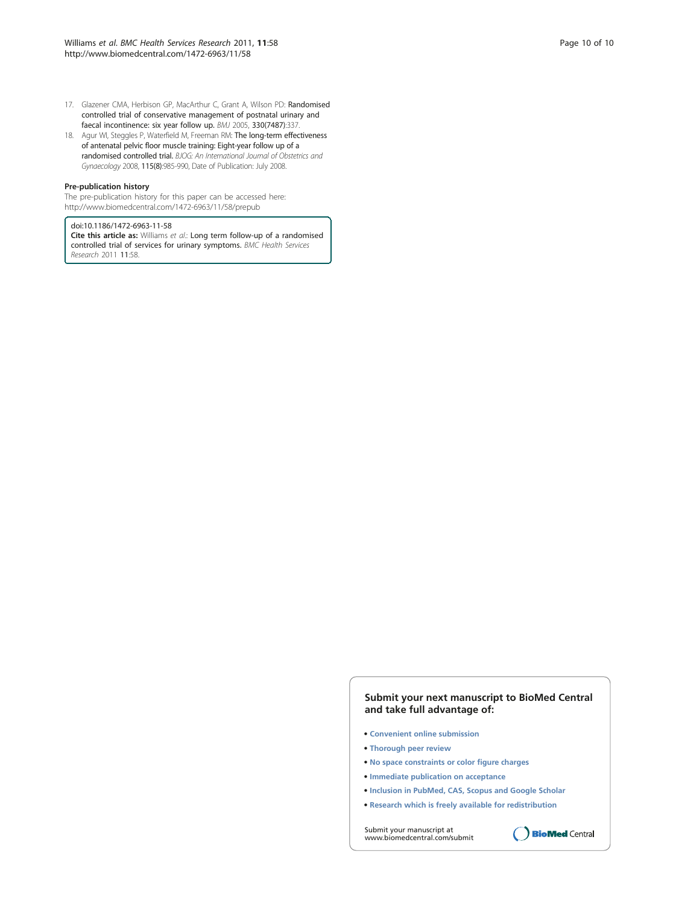17. Glazener CMA, Herbison GP, MacArthur C, Grant A, Wilson PD: **Randomised controlled trial of conservative management of postnatal urinary and faecal incontinence: six year follow up.** *BMJ* 2005, **330(7487)**:337.
18. Agur WI, Steggles P, Waterfield M, Freeman RM: **The long-term effectiveness of antenatal pelvic floor muscle training: Eight-year follow up of a randomised controlled trial.** *BJOG: An International Journal of Obstetrics and Gynaecology* 2008, **115(8)**:985-990, Date of Publication: July 2008.

#### Pre-publication history

The pre-publication history for this paper can be accessed here:
http://www.biomedcentral.com/1472-6963/11/58/prepub

doi:10.1186/1472-6963-11-58
**Cite this article as:** Williams *et al.*: Long term follow-up of a randomised controlled trial of services for urinary symptoms. *BMC Health Services Research* 2011 **11**:58.

**Submit your next manuscript to BioMed Central and take full advantage of:**

- **Convenient online submission**
- **Thorough peer review**
- **No space constraints or color figure charges**
- **Immediate publication on acceptance**
- **Inclusion in PubMed, CAS, Scopus and Google Scholar**
- **Research which is freely available for redistribution**

Submit your manuscript at
www.biomedcentral.com/submit

BioMed Central